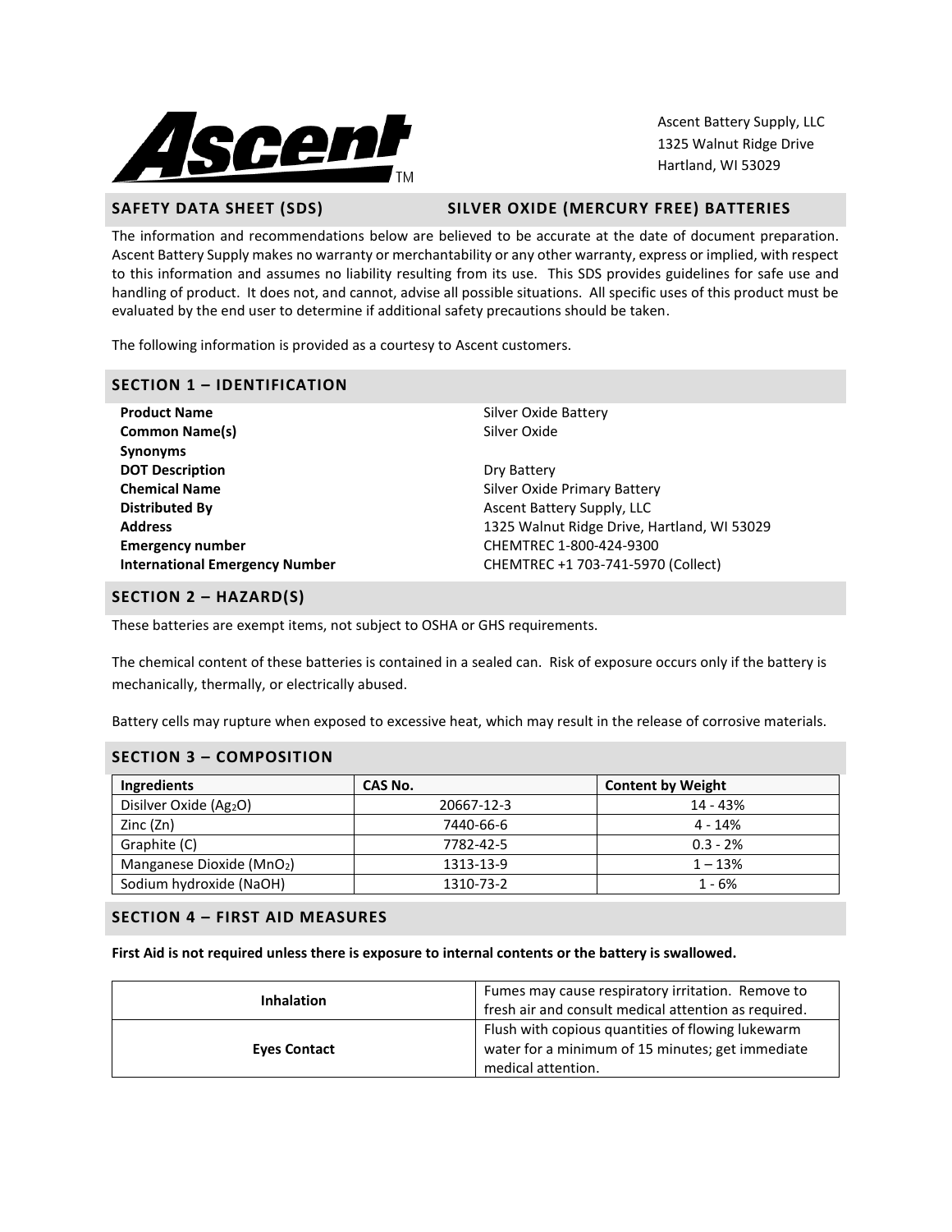Ascent Battery Supply, LLC
1325 Walnut Ridge Drive
Hartland, WI 53029

## SAFETY DATA SHEET (SDS) — SILVER OXIDE (MERCURY FREE) BATTERIES

The information and recommendations below are believed to be accurate at the date of document preparation. Ascent Battery Supply makes no warranty or merchantability or any other warranty, express or implied, with respect to this information and assumes no liability resulting from its use. This SDS provides guidelines for safe use and handling of product. It does not, and cannot, advise all possible situations. All specific uses of this product must be evaluated by the end user to determine if additional safety precautions should be taken.

The following information is provided as a courtesy to Ascent customers.

## SECTION 1 – IDENTIFICATION

| | |
|---|---|
| **Product Name** | Silver Oxide Battery |
| **Common Name(s)** | Silver Oxide |
| **Synonyms** | |
| **DOT Description** | Dry Battery |
| **Chemical Name** | Silver Oxide Primary Battery |
| **Distributed By** | Ascent Battery Supply, LLC |
| **Address** | 1325 Walnut Ridge Drive, Hartland, WI 53029 |
| **Emergency number** | CHEMTREC 1-800-424-9300 |
| **International Emergency Number** | CHEMTREC +1 703-741-5970 (Collect) |

## SECTION 2 – HAZARD(S)

These batteries are exempt items, not subject to OSHA or GHS requirements.

The chemical content of these batteries is contained in a sealed can. Risk of exposure occurs only if the battery is mechanically, thermally, or electrically abused.

Battery cells may rupture when exposed to excessive heat, which may result in the release of corrosive materials.

## SECTION 3 – COMPOSITION

| Ingredients | CAS No. | Content by Weight |
|---|---|---|
| Disilver Oxide ($Ag_2O$) | 20667-12-3 | 14 - 43% |
| Zinc (Zn) | 7440-66-6 | 4 - 14% |
| Graphite (C) | 7782-42-5 | 0.3 - 2% |
| Manganese Dioxide ($MnO_2$) | 1313-13-9 | 1 – 13% |
| Sodium hydroxide (NaOH) | 1310-73-2 | 1 - 6% |

## SECTION 4 – FIRST AID MEASURES

**First Aid is not required unless there is exposure to internal contents or the battery is swallowed.**

| | |
|---|---|
| **Inhalation** | Fumes may cause respiratory irritation. Remove to fresh air and consult medical attention as required. |
| **Eyes Contact** | Flush with copious quantities of flowing lukewarm water for a minimum of 15 minutes; get immediate medical attention. |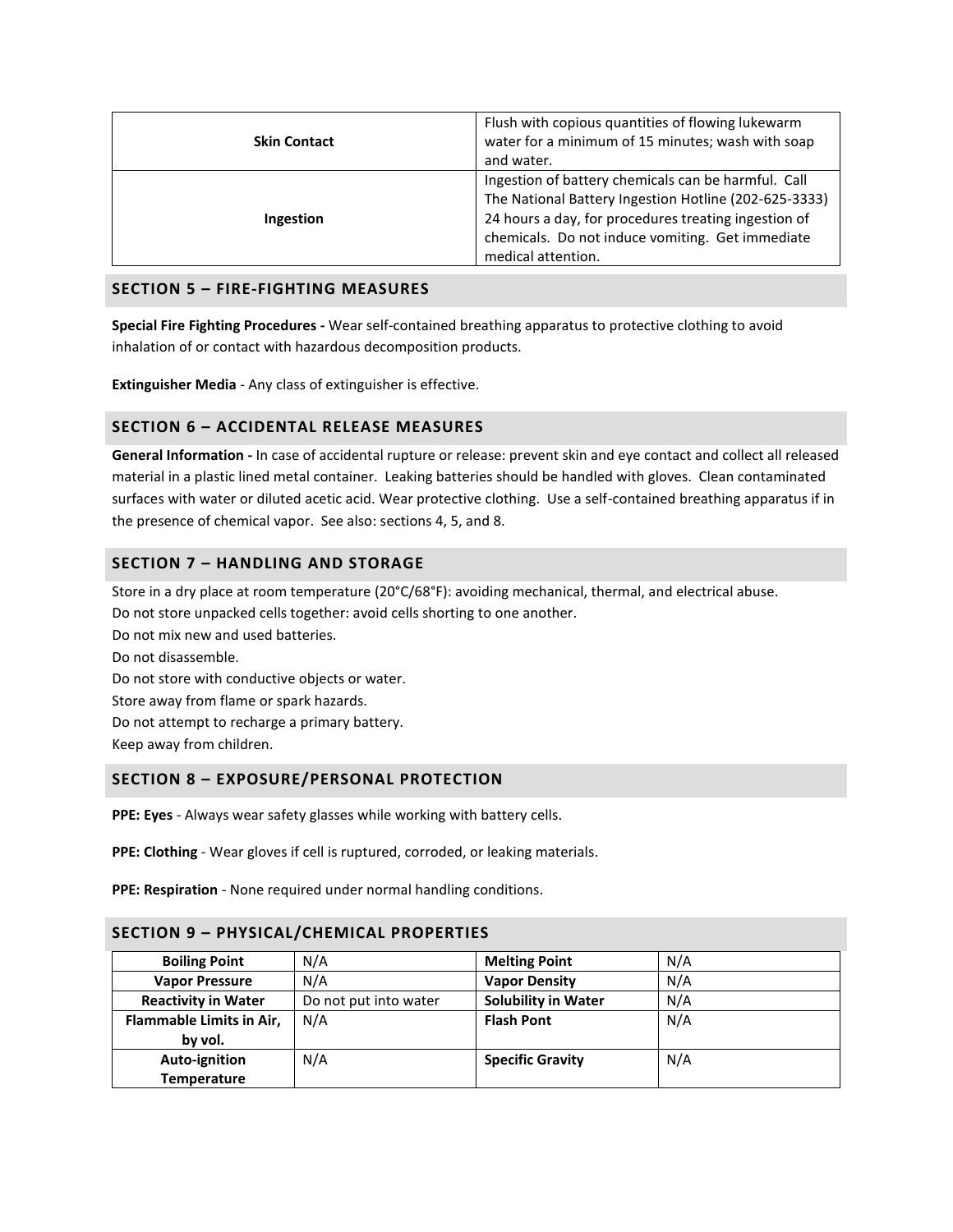| | |
|---|---|
| **Skin Contact** | Flush with copious quantities of flowing lukewarm water for a minimum of 15 minutes; wash with soap and water. |
| **Ingestion** | Ingestion of battery chemicals can be harmful. Call The National Battery Ingestion Hotline (202-625-3333) 24 hours a day, for procedures treating ingestion of chemicals. Do not induce vomiting. Get immediate medical attention. |

## SECTION 5 – FIRE-FIGHTING MEASURES

**Special Fire Fighting Procedures -** Wear self-contained breathing apparatus to protective clothing to avoid inhalation of or contact with hazardous decomposition products.

**Extinguisher Media** - Any class of extinguisher is effective.

## SECTION 6 – ACCIDENTAL RELEASE MEASURES

**General Information -** In case of accidental rupture or release: prevent skin and eye contact and collect all released material in a plastic lined metal container. Leaking batteries should be handled with gloves. Clean contaminated surfaces with water or diluted acetic acid. Wear protective clothing. Use a self-contained breathing apparatus if in the presence of chemical vapor. See also: sections 4, 5, and 8.

## SECTION 7 – HANDLING AND STORAGE

Store in a dry place at room temperature (20°C/68°F): avoiding mechanical, thermal, and electrical abuse.
Do not store unpacked cells together: avoid cells shorting to one another.
Do not mix new and used batteries.
Do not disassemble.
Do not store with conductive objects or water.
Store away from flame or spark hazards.
Do not attempt to recharge a primary battery.
Keep away from children.

## SECTION 8 – EXPOSURE/PERSONAL PROTECTION

**PPE: Eyes** - Always wear safety glasses while working with battery cells.

**PPE: Clothing** - Wear gloves if cell is ruptured, corroded, or leaking materials.

**PPE: Respiration** - None required under normal handling conditions.

## SECTION 9 – PHYSICAL/CHEMICAL PROPERTIES

| | | | |
|---|---|---|---|
| **Boiling Point** | N/A | **Melting Point** | N/A |
| **Vapor Pressure** | N/A | **Vapor Density** | N/A |
| **Reactivity in Water** | Do not put into water | **Solubility in Water** | N/A |
| **Flammable Limits in Air, by vol.** | N/A | **Flash Pont** | N/A |
| **Auto-ignition Temperature** | N/A | **Specific Gravity** | N/A |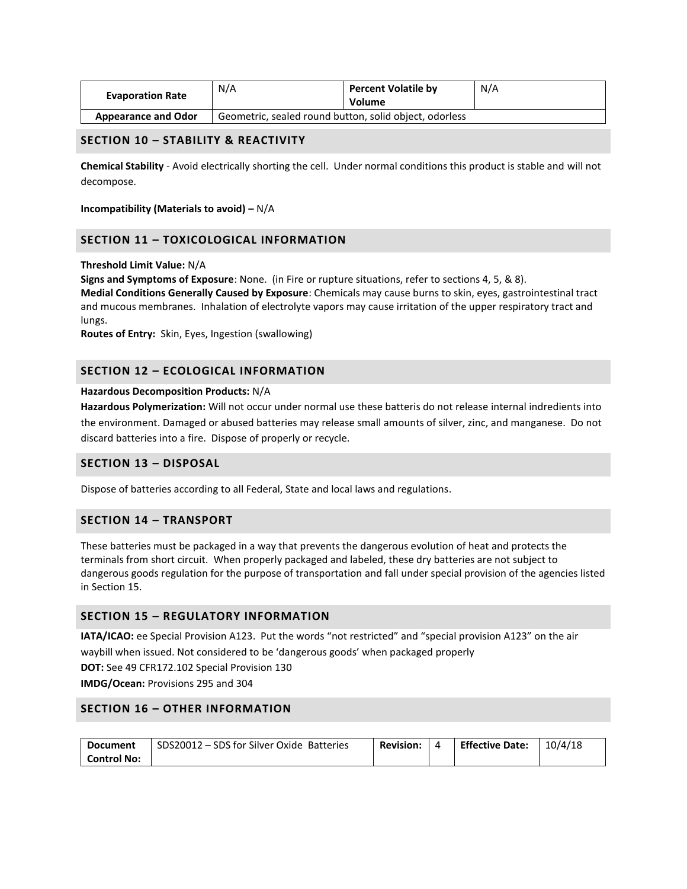| | | | |
|---|---|---|---|
| **Evaporation Rate** | N/A | **Percent Volatile by Volume** | N/A |
| **Appearance and Odor** | Geometric, sealed round button, solid object, odorless | | |

## SECTION 10 – STABILITY & REACTIVITY

**Chemical Stability** - Avoid electrically shorting the cell. Under normal conditions this product is stable and will not decompose.

**Incompatibility (Materials to avoid) –** N/A

## SECTION 11 – TOXICOLOGICAL INFORMATION

**Threshold Limit Value:** N/A
**Signs and Symptoms of Exposure**: None. (in Fire or rupture situations, refer to sections 4, 5, & 8).
**Medial Conditions Generally Caused by Exposure**: Chemicals may cause burns to skin, eyes, gastrointestinal tract and mucous membranes. Inhalation of electrolyte vapors may cause irritation of the upper respiratory tract and lungs.
**Routes of Entry:** Skin, Eyes, Ingestion (swallowing)

## SECTION 12 – ECOLOGICAL INFORMATION

**Hazardous Decomposition Products:** N/A
**Hazardous Polymerization:** Will not occur under normal use these batteris do not release internal indredients into the environment. Damaged or abused batteries may release small amounts of silver, zinc, and manganese. Do not discard batteries into a fire. Dispose of properly or recycle.

## SECTION 13 – DISPOSAL

Dispose of batteries according to all Federal, State and local laws and regulations.

## SECTION 14 – TRANSPORT

These batteries must be packaged in a way that prevents the dangerous evolution of heat and protects the terminals from short circuit. When properly packaged and labeled, these dry batteries are not subject to dangerous goods regulation for the purpose of transportation and fall under special provision of the agencies listed in Section 15.

## SECTION 15 – REGULATORY INFORMATION

**IATA/ICAO:** ee Special Provision A123. Put the words "not restricted" and "special provision A123" on the air waybill when issued. Not considered to be 'dangerous goods' when packaged properly
**DOT:** See 49 CFR172.102 Special Provision 130
**IMDG/Ocean:** Provisions 295 and 304

## SECTION 16 – OTHER INFORMATION

| | | | | | |
|---|---|---|---|---|---|
| **Document Control No:** | SDS20012 – SDS for Silver Oxide Batteries | **Revision:** | 4 | **Effective Date:** | 10/4/18 |